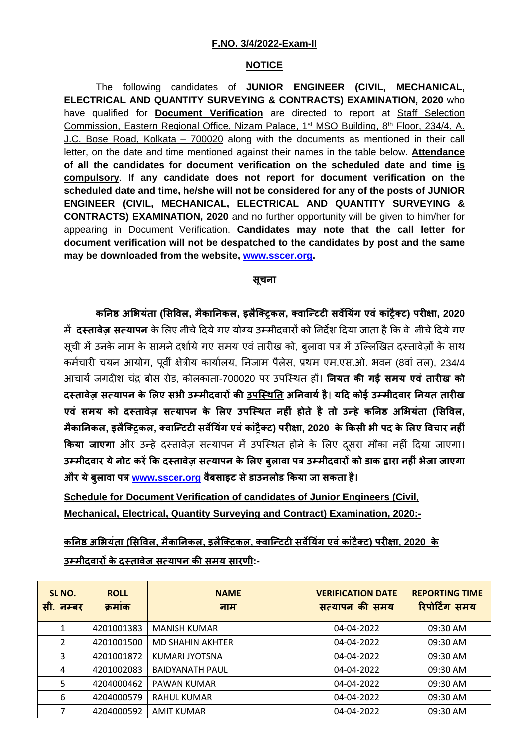**F.NO. 3/4/2022-Exam-II**

## NOTICE

The following candidates of **JUNIOR ENGINEER (CIVIL, MECHANICAL, ELECTRICAL AND QUANTITY SURVEYING & CONTRACTS) EXAMINATION, 2020** who have qualified for **Document Verification** are directed to report at Staff Selection Commission, Eastern Regional Office, Nizam Palace, 1st MSO Building, 8th Floor, 234/4, A. J.C. Bose Road, Kolkata – 700020 along with the documents as mentioned in their call letter, on the date and time mentioned against their names in the table below. **Attendance of all the candidates for document verification on the scheduled date and time is compulsory**. **If any candidate does not report for document verification on the scheduled date and time, he/she will not be considered for any of the posts of JUNIOR ENGINEER (CIVIL, MECHANICAL, ELECTRICAL AND QUANTITY SURVEYING & CONTRACTS) EXAMINATION, 2020** and no further opportunity will be given to him/her for appearing in Document Verification. **Candidates may note that the call letter for document verification will not be despatched to the candidates by post and the same may be downloaded from the website, www.sscer.org.**

## सूचना

**कनिष्ठ अभियंता (सिविल, मैकानिकल, इलैक्ट्रिकल, क्वान्टिटी सर्वेयिंग एवं कांट्रैक्ट) परीक्षा, 2020** में **दस्तावेज़ सत्यापन** के लिए नीचे दिये गए योग्य उम्मीदवारों को निर्देश दिया जाता है कि वे नीचे दिये गए सूची में उनके नाम के सामने दर्शाये गए समय एवं तारीख को, बुलावा पत्र में उल्लिखित दस्तावेज़ों के साथ कर्मचारी चयन आयोग, पूर्वी क्षेत्रीय कार्यालय, निजाम पैलेस, प्रथम एम.एस.ओ. भवन (8वां तल), 234/4 आचार्य जगदीश चंद्र बोस रोड, कोलकाता-700020 पर उपस्थित हों। **नियत की गई समय एवं तारीख को दस्तावेज़ सत्यापन के लिए सभी उम्मीदवारों की उपस्थिति अनिवार्य है। यदि कोई उम्मीदवार नियत तारीख एवं समय को दस्तावेज़ सत्यापन के लिए उपस्थित नहीं होते है तो उन्हे कनिष्ठ अभियंता (सिविल, मैकानिकल, इलैक्ट्रिकल, क्वान्टिटी सर्वेयिंग एवं कांट्रैक्ट) परीक्षा, 2020 के किसी भी पद के लिए विचार नहीं किया जाएगा** और उन्हे दस्तावेज़ सत्यापन में उपस्थित होने के लिए दूसरा मौका नहीं दिया जाएगा। **उम्मीदवार ये नोट करें कि दस्तावेज़ सत्यापन के लिए बुलावा पत्र उम्मीदवारों को डाक द्वारा नहीं भेजा जाएगा और ये बुलावा पत्र www.sscer.org वैबसाइट से डाउनलोड किया जा सकता है।**

**Schedule for Document Verification of candidates of Junior Engineers (Civil, Mechanical, Electrical, Quantity Surveying and Contract) Examination, 2020:-**

**कनिष्ठ अभियंता (सिविल, मैकानिकल, इलैक्ट्रिकल, क्वान्टिटी सर्वेयिंग एवं कांट्रैक्ट) परीक्षा, 2020 के उम्मीदवारों के दस्तावेज़ सत्यापन की समय सारणी:-**

| SL NO. सी. नम्बर | ROLL क्रमांक | NAME नाम | VERIFICATION DATE सत्यापन की समय | REPORTING TIME रिपोर्टिंग समय |
|---|---|---|---|---|
| 1 | 4201001383 | MANISH KUMAR | 04-04-2022 | 09:30 AM |
| 2 | 4201001500 | MD SHAHIN AKHTER | 04-04-2022 | 09:30 AM |
| 3 | 4201001872 | KUMARI JYOTSNA | 04-04-2022 | 09:30 AM |
| 4 | 4201002083 | BAIDYANATH PAUL | 04-04-2022 | 09:30 AM |
| 5 | 4204000462 | PAWAN KUMAR | 04-04-2022 | 09:30 AM |
| 6 | 4204000579 | RAHUL KUMAR | 04-04-2022 | 09:30 AM |
| 7 | 4204000592 | AMIT KUMAR | 04-04-2022 | 09:30 AM |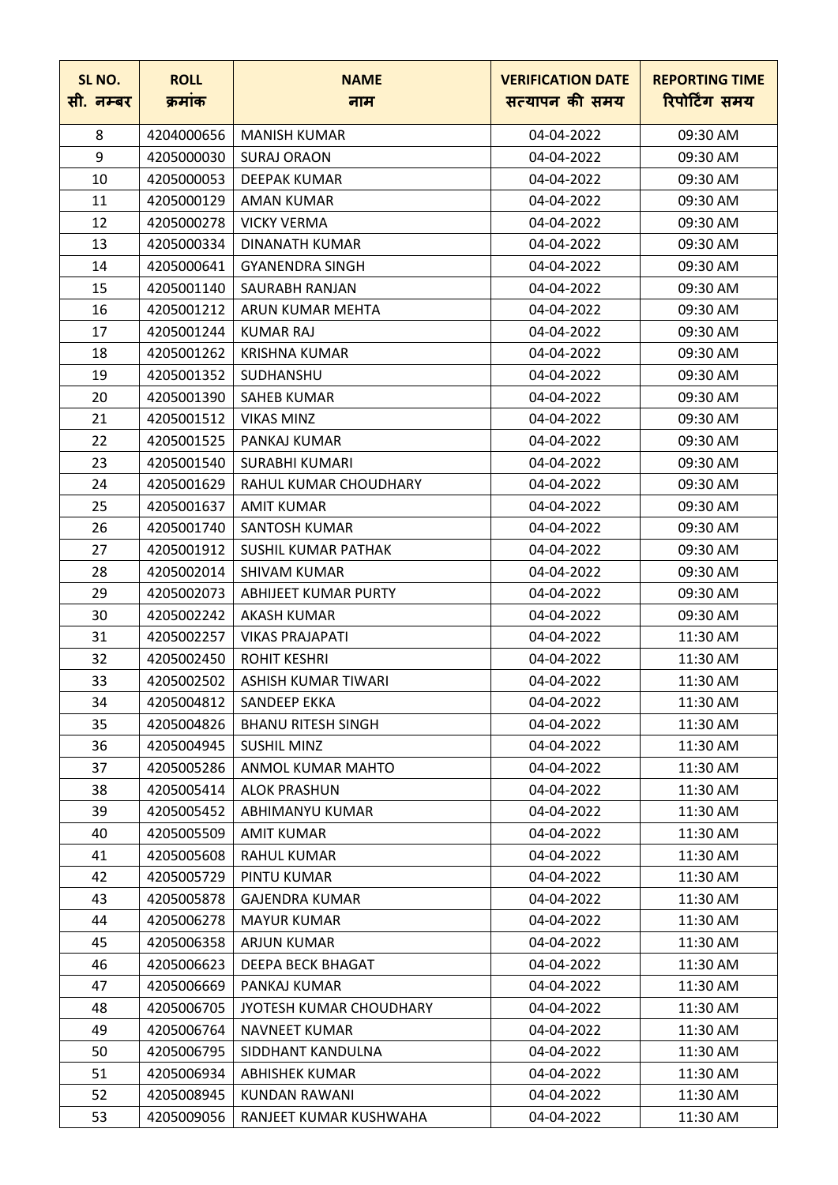| SL NO.<br>सी. नम्बर | ROLL<br>क्रमांक | NAME<br>नाम | VERIFICATION DATE<br>सत्यापन की समय | REPORTING TIME<br>रिपोर्टिंग समय |
|---|---|---|---|---|
| 8 | 4204000656 | MANISH KUMAR | 04-04-2022 | 09:30 AM |
| 9 | 4205000030 | SURAJ ORAON | 04-04-2022 | 09:30 AM |
| 10 | 4205000053 | DEEPAK KUMAR | 04-04-2022 | 09:30 AM |
| 11 | 4205000129 | AMAN KUMAR | 04-04-2022 | 09:30 AM |
| 12 | 4205000278 | VICKY VERMA | 04-04-2022 | 09:30 AM |
| 13 | 4205000334 | DINANATH KUMAR | 04-04-2022 | 09:30 AM |
| 14 | 4205000641 | GYANENDRA SINGH | 04-04-2022 | 09:30 AM |
| 15 | 4205001140 | SAURABH RANJAN | 04-04-2022 | 09:30 AM |
| 16 | 4205001212 | ARUN KUMAR MEHTA | 04-04-2022 | 09:30 AM |
| 17 | 4205001244 | KUMAR RAJ | 04-04-2022 | 09:30 AM |
| 18 | 4205001262 | KRISHNA KUMAR | 04-04-2022 | 09:30 AM |
| 19 | 4205001352 | SUDHANSHU | 04-04-2022 | 09:30 AM |
| 20 | 4205001390 | SAHEB KUMAR | 04-04-2022 | 09:30 AM |
| 21 | 4205001512 | VIKAS MINZ | 04-04-2022 | 09:30 AM |
| 22 | 4205001525 | PANKAJ KUMAR | 04-04-2022 | 09:30 AM |
| 23 | 4205001540 | SURABHI KUMARI | 04-04-2022 | 09:30 AM |
| 24 | 4205001629 | RAHUL KUMAR CHOUDHARY | 04-04-2022 | 09:30 AM |
| 25 | 4205001637 | AMIT KUMAR | 04-04-2022 | 09:30 AM |
| 26 | 4205001740 | SANTOSH KUMAR | 04-04-2022 | 09:30 AM |
| 27 | 4205001912 | SUSHIL KUMAR PATHAK | 04-04-2022 | 09:30 AM |
| 28 | 4205002014 | SHIVAM KUMAR | 04-04-2022 | 09:30 AM |
| 29 | 4205002073 | ABHIJEET KUMAR PURTY | 04-04-2022 | 09:30 AM |
| 30 | 4205002242 | AKASH KUMAR | 04-04-2022 | 09:30 AM |
| 31 | 4205002257 | VIKAS PRAJAPATI | 04-04-2022 | 11:30 AM |
| 32 | 4205002450 | ROHIT KESHRI | 04-04-2022 | 11:30 AM |
| 33 | 4205002502 | ASHISH KUMAR TIWARI | 04-04-2022 | 11:30 AM |
| 34 | 4205004812 | SANDEEP EKKA | 04-04-2022 | 11:30 AM |
| 35 | 4205004826 | BHANU RITESH SINGH | 04-04-2022 | 11:30 AM |
| 36 | 4205004945 | SUSHIL MINZ | 04-04-2022 | 11:30 AM |
| 37 | 4205005286 | ANMOL KUMAR MAHTO | 04-04-2022 | 11:30 AM |
| 38 | 4205005414 | ALOK PRASHUN | 04-04-2022 | 11:30 AM |
| 39 | 4205005452 | ABHIMANYU KUMAR | 04-04-2022 | 11:30 AM |
| 40 | 4205005509 | AMIT KUMAR | 04-04-2022 | 11:30 AM |
| 41 | 4205005608 | RAHUL KUMAR | 04-04-2022 | 11:30 AM |
| 42 | 4205005729 | PINTU KUMAR | 04-04-2022 | 11:30 AM |
| 43 | 4205005878 | GAJENDRA KUMAR | 04-04-2022 | 11:30 AM |
| 44 | 4205006278 | MAYUR KUMAR | 04-04-2022 | 11:30 AM |
| 45 | 4205006358 | ARJUN KUMAR | 04-04-2022 | 11:30 AM |
| 46 | 4205006623 | DEEPA BECK BHAGAT | 04-04-2022 | 11:30 AM |
| 47 | 4205006669 | PANKAJ KUMAR | 04-04-2022 | 11:30 AM |
| 48 | 4205006705 | JYOTESH KUMAR CHOUDHARY | 04-04-2022 | 11:30 AM |
| 49 | 4205006764 | NAVNEET KUMAR | 04-04-2022 | 11:30 AM |
| 50 | 4205006795 | SIDDHANT KANDULNA | 04-04-2022 | 11:30 AM |
| 51 | 4205006934 | ABHISHEK KUMAR | 04-04-2022 | 11:30 AM |
| 52 | 4205008945 | KUNDAN RAWANI | 04-04-2022 | 11:30 AM |
| 53 | 4205009056 | RANJEET KUMAR KUSHWAHA | 04-04-2022 | 11:30 AM |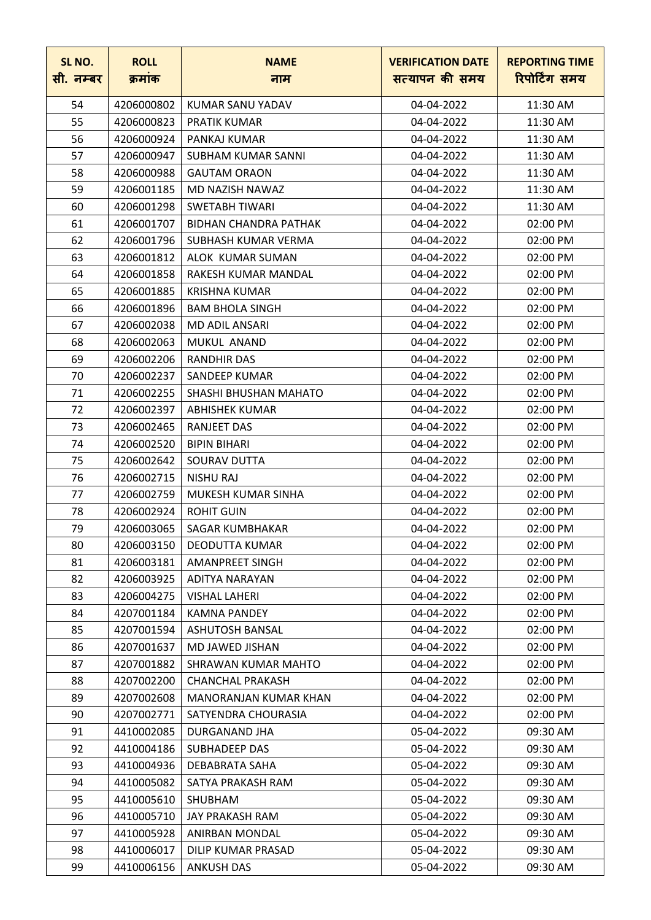| SL NO. सी. नम्बर | ROLL क्रमांक | NAME नाम | VERIFICATION DATE सत्यापन की समय | REPORTING TIME रिपोर्टिंग समय |
| --- | --- | --- | --- | --- |
| 54 | 4206000802 | KUMAR SANU YADAV | 04-04-2022 | 11:30 AM |
| 55 | 4206000823 | PRATIK KUMAR | 04-04-2022 | 11:30 AM |
| 56 | 4206000924 | PANKAJ KUMAR | 04-04-2022 | 11:30 AM |
| 57 | 4206000947 | SUBHAM KUMAR SANNI | 04-04-2022 | 11:30 AM |
| 58 | 4206000988 | GAUTAM ORAON | 04-04-2022 | 11:30 AM |
| 59 | 4206001185 | MD NAZISH NAWAZ | 04-04-2022 | 11:30 AM |
| 60 | 4206001298 | SWETABH TIWARI | 04-04-2022 | 11:30 AM |
| 61 | 4206001707 | BIDHAN CHANDRA PATHAK | 04-04-2022 | 02:00 PM |
| 62 | 4206001796 | SUBHASH KUMAR VERMA | 04-04-2022 | 02:00 PM |
| 63 | 4206001812 | ALOK KUMAR SUMAN | 04-04-2022 | 02:00 PM |
| 64 | 4206001858 | RAKESH KUMAR MANDAL | 04-04-2022 | 02:00 PM |
| 65 | 4206001885 | KRISHNA KUMAR | 04-04-2022 | 02:00 PM |
| 66 | 4206001896 | BAM BHOLA SINGH | 04-04-2022 | 02:00 PM |
| 67 | 4206002038 | MD ADIL ANSARI | 04-04-2022 | 02:00 PM |
| 68 | 4206002063 | MUKUL ANAND | 04-04-2022 | 02:00 PM |
| 69 | 4206002206 | RANDHIR DAS | 04-04-2022 | 02:00 PM |
| 70 | 4206002237 | SANDEEP KUMAR | 04-04-2022 | 02:00 PM |
| 71 | 4206002255 | SHASHI BHUSHAN MAHATO | 04-04-2022 | 02:00 PM |
| 72 | 4206002397 | ABHISHEK KUMAR | 04-04-2022 | 02:00 PM |
| 73 | 4206002465 | RANJEET DAS | 04-04-2022 | 02:00 PM |
| 74 | 4206002520 | BIPIN BIHARI | 04-04-2022 | 02:00 PM |
| 75 | 4206002642 | SOURAV DUTTA | 04-04-2022 | 02:00 PM |
| 76 | 4206002715 | NISHU RAJ | 04-04-2022 | 02:00 PM |
| 77 | 4206002759 | MUKESH KUMAR SINHA | 04-04-2022 | 02:00 PM |
| 78 | 4206002924 | ROHIT GUIN | 04-04-2022 | 02:00 PM |
| 79 | 4206003065 | SAGAR KUMBHAKAR | 04-04-2022 | 02:00 PM |
| 80 | 4206003150 | DEODUTTA KUMAR | 04-04-2022 | 02:00 PM |
| 81 | 4206003181 | AMANPREET SINGH | 04-04-2022 | 02:00 PM |
| 82 | 4206003925 | ADITYA NARAYAN | 04-04-2022 | 02:00 PM |
| 83 | 4206004275 | VISHAL LAHERI | 04-04-2022 | 02:00 PM |
| 84 | 4207001184 | KAMNA PANDEY | 04-04-2022 | 02:00 PM |
| 85 | 4207001594 | ASHUTOSH BANSAL | 04-04-2022 | 02:00 PM |
| 86 | 4207001637 | MD JAWED JISHAN | 04-04-2022 | 02:00 PM |
| 87 | 4207001882 | SHRAWAN KUMAR MAHTO | 04-04-2022 | 02:00 PM |
| 88 | 4207002200 | CHANCHAL PRAKASH | 04-04-2022 | 02:00 PM |
| 89 | 4207002608 | MANORANJAN KUMAR KHAN | 04-04-2022 | 02:00 PM |
| 90 | 4207002771 | SATYENDRA CHOURASIA | 04-04-2022 | 02:00 PM |
| 91 | 4410002085 | DURGANAND JHA | 05-04-2022 | 09:30 AM |
| 92 | 4410004186 | SUBHADEEP DAS | 05-04-2022 | 09:30 AM |
| 93 | 4410004936 | DEBABRATA SAHA | 05-04-2022 | 09:30 AM |
| 94 | 4410005082 | SATYA PRAKASH RAM | 05-04-2022 | 09:30 AM |
| 95 | 4410005610 | SHUBHAM | 05-04-2022 | 09:30 AM |
| 96 | 4410005710 | JAY PRAKASH RAM | 05-04-2022 | 09:30 AM |
| 97 | 4410005928 | ANIRBAN MONDAL | 05-04-2022 | 09:30 AM |
| 98 | 4410006017 | DILIP KUMAR PRASAD | 05-04-2022 | 09:30 AM |
| 99 | 4410006156 | ANKUSH DAS | 05-04-2022 | 09:30 AM |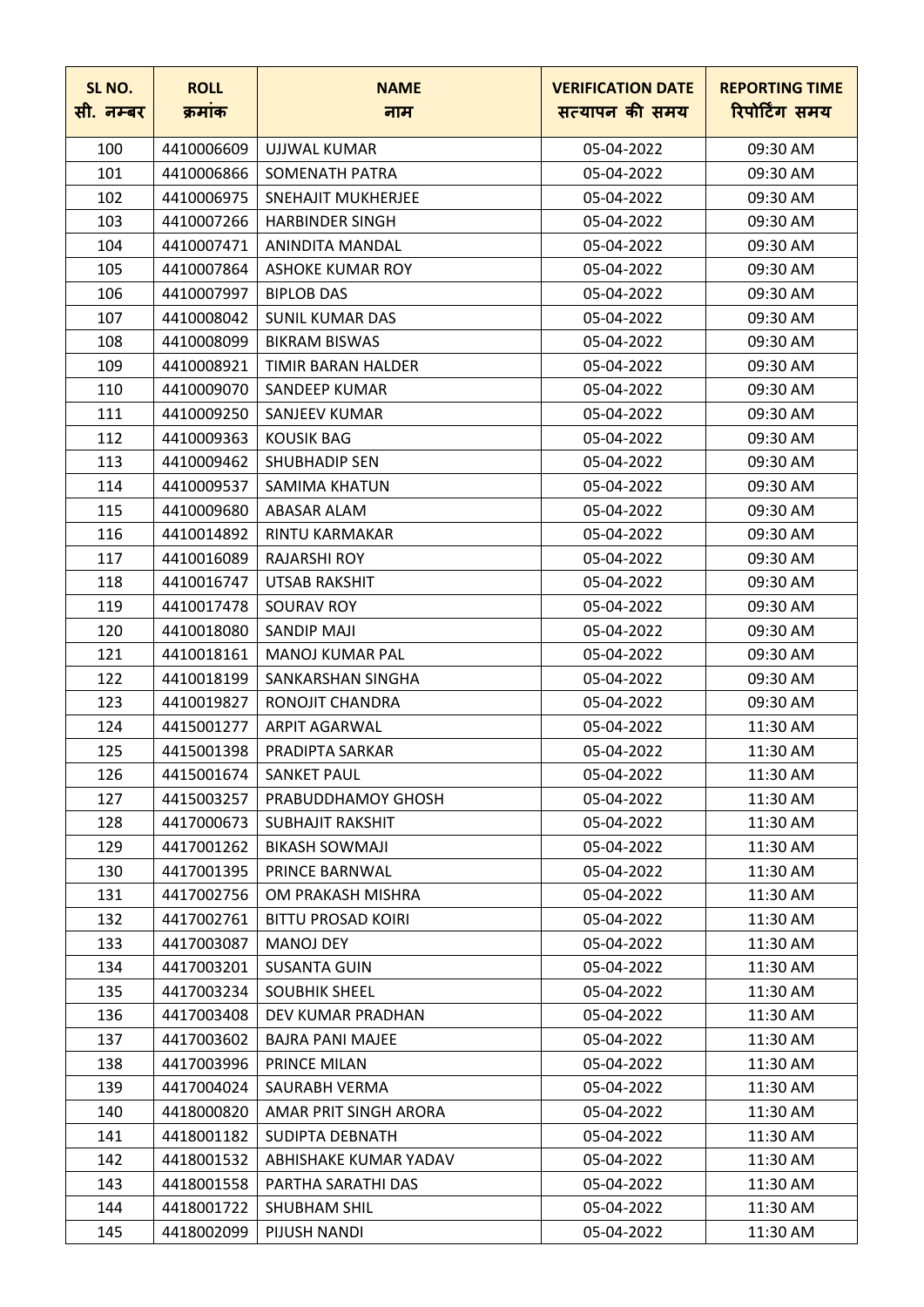| SL NO. सी. नम्बर | ROLL क्रमांक | NAME नाम | VERIFICATION DATE सत्यापन की समय | REPORTING TIME रिपोर्टिंग समय |
|---|---|---|---|---|
| 100 | 4410006609 | UJJWAL KUMAR | 05-04-2022 | 09:30 AM |
| 101 | 4410006866 | SOMENATH PATRA | 05-04-2022 | 09:30 AM |
| 102 | 4410006975 | SNEHAJIT MUKHERJEE | 05-04-2022 | 09:30 AM |
| 103 | 4410007266 | HARBINDER SINGH | 05-04-2022 | 09:30 AM |
| 104 | 4410007471 | ANINDITA MANDAL | 05-04-2022 | 09:30 AM |
| 105 | 4410007864 | ASHOKE KUMAR ROY | 05-04-2022 | 09:30 AM |
| 106 | 4410007997 | BIPLOB DAS | 05-04-2022 | 09:30 AM |
| 107 | 4410008042 | SUNIL KUMAR DAS | 05-04-2022 | 09:30 AM |
| 108 | 4410008099 | BIKRAM BISWAS | 05-04-2022 | 09:30 AM |
| 109 | 4410008921 | TIMIR BARAN HALDER | 05-04-2022 | 09:30 AM |
| 110 | 4410009070 | SANDEEP KUMAR | 05-04-2022 | 09:30 AM |
| 111 | 4410009250 | SANJEEV KUMAR | 05-04-2022 | 09:30 AM |
| 112 | 4410009363 | KOUSIK BAG | 05-04-2022 | 09:30 AM |
| 113 | 4410009462 | SHUBHADIP SEN | 05-04-2022 | 09:30 AM |
| 114 | 4410009537 | SAMIMA KHATUN | 05-04-2022 | 09:30 AM |
| 115 | 4410009680 | ABASAR ALAM | 05-04-2022 | 09:30 AM |
| 116 | 4410014892 | RINTU KARMAKAR | 05-04-2022 | 09:30 AM |
| 117 | 4410016089 | RAJARSHI ROY | 05-04-2022 | 09:30 AM |
| 118 | 4410016747 | UTSAB RAKSHIT | 05-04-2022 | 09:30 AM |
| 119 | 4410017478 | SOURAV ROY | 05-04-2022 | 09:30 AM |
| 120 | 4410018080 | SANDIP MAJI | 05-04-2022 | 09:30 AM |
| 121 | 4410018161 | MANOJ KUMAR PAL | 05-04-2022 | 09:30 AM |
| 122 | 4410018199 | SANKARSHAN SINGHA | 05-04-2022 | 09:30 AM |
| 123 | 4410019827 | RONOJIT CHANDRA | 05-04-2022 | 09:30 AM |
| 124 | 4415001277 | ARPIT AGARWAL | 05-04-2022 | 11:30 AM |
| 125 | 4415001398 | PRADIPTA SARKAR | 05-04-2022 | 11:30 AM |
| 126 | 4415001674 | SANKET PAUL | 05-04-2022 | 11:30 AM |
| 127 | 4415003257 | PRABUDDHAMOY GHOSH | 05-04-2022 | 11:30 AM |
| 128 | 4417000673 | SUBHAJIT RAKSHIT | 05-04-2022 | 11:30 AM |
| 129 | 4417001262 | BIKASH SOWMAJI | 05-04-2022 | 11:30 AM |
| 130 | 4417001395 | PRINCE BARNWAL | 05-04-2022 | 11:30 AM |
| 131 | 4417002756 | OM PRAKASH MISHRA | 05-04-2022 | 11:30 AM |
| 132 | 4417002761 | BITTU PROSAD KOIRI | 05-04-2022 | 11:30 AM |
| 133 | 4417003087 | MANOJ DEY | 05-04-2022 | 11:30 AM |
| 134 | 4417003201 | SUSANTA GUIN | 05-04-2022 | 11:30 AM |
| 135 | 4417003234 | SOUBHIK SHEEL | 05-04-2022 | 11:30 AM |
| 136 | 4417003408 | DEV KUMAR PRADHAN | 05-04-2022 | 11:30 AM |
| 137 | 4417003602 | BAJRA PANI MAJEE | 05-04-2022 | 11:30 AM |
| 138 | 4417003996 | PRINCE MILAN | 05-04-2022 | 11:30 AM |
| 139 | 4417004024 | SAURABH VERMA | 05-04-2022 | 11:30 AM |
| 140 | 4418000820 | AMAR PRIT SINGH ARORA | 05-04-2022 | 11:30 AM |
| 141 | 4418001182 | SUDIPTA DEBNATH | 05-04-2022 | 11:30 AM |
| 142 | 4418001532 | ABHISHAKE KUMAR YADAV | 05-04-2022 | 11:30 AM |
| 143 | 4418001558 | PARTHA SARATHI DAS | 05-04-2022 | 11:30 AM |
| 144 | 4418001722 | SHUBHAM SHIL | 05-04-2022 | 11:30 AM |
| 145 | 4418002099 | PIJUSH NANDI | 05-04-2022 | 11:30 AM |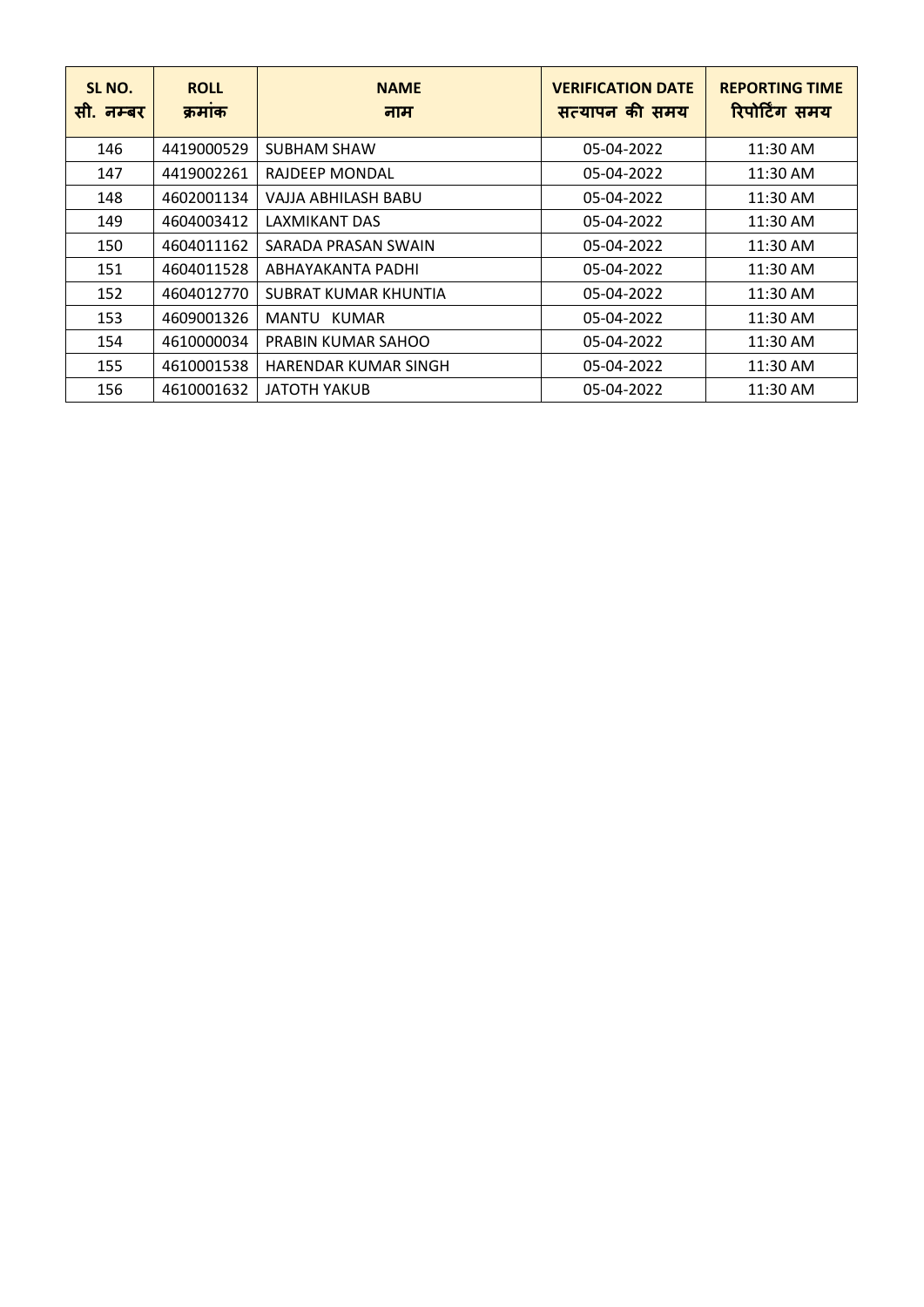| SL NO. सी. नम्बर | ROLL क्रमांक | NAME नाम | VERIFICATION DATE सत्यापन की समय | REPORTING TIME रिपोर्टिंग समय |
|---|---|---|---|---|
| 146 | 4419000529 | SUBHAM SHAW | 05-04-2022 | 11:30 AM |
| 147 | 4419002261 | RAJDEEP MONDAL | 05-04-2022 | 11:30 AM |
| 148 | 4602001134 | VAJJA ABHILASH BABU | 05-04-2022 | 11:30 AM |
| 149 | 4604003412 | LAXMIKANT DAS | 05-04-2022 | 11:30 AM |
| 150 | 4604011162 | SARADA PRASAN SWAIN | 05-04-2022 | 11:30 AM |
| 151 | 4604011528 | ABHAYAKANTA PADHI | 05-04-2022 | 11:30 AM |
| 152 | 4604012770 | SUBRAT KUMAR KHUNTIA | 05-04-2022 | 11:30 AM |
| 153 | 4609001326 | MANTU KUMAR | 05-04-2022 | 11:30 AM |
| 154 | 4610000034 | PRABIN KUMAR SAHOO | 05-04-2022 | 11:30 AM |
| 155 | 4610001538 | HARENDAR KUMAR SINGH | 05-04-2022 | 11:30 AM |
| 156 | 4610001632 | JATOTH YAKUB | 05-04-2022 | 11:30 AM |